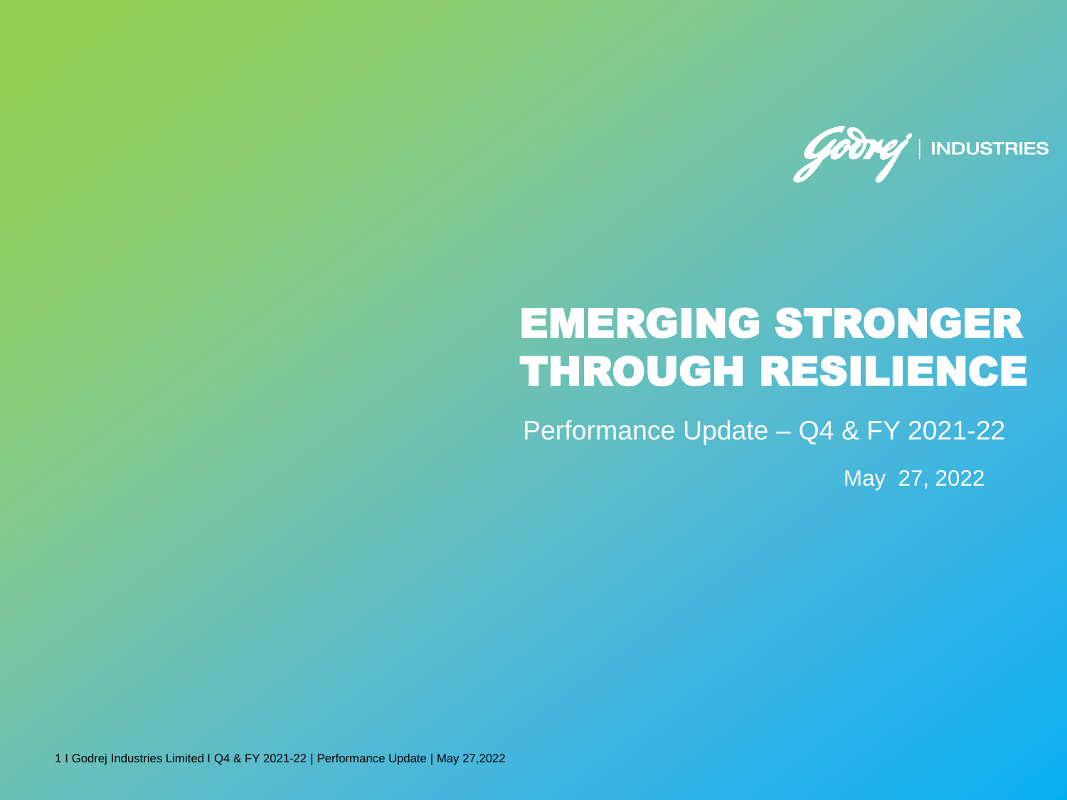Godrej | INDUSTRIES

# EMERGING STRONGER THROUGH RESILIENCE

Performance Update – Q4 & FY 2021-22

May 27, 2022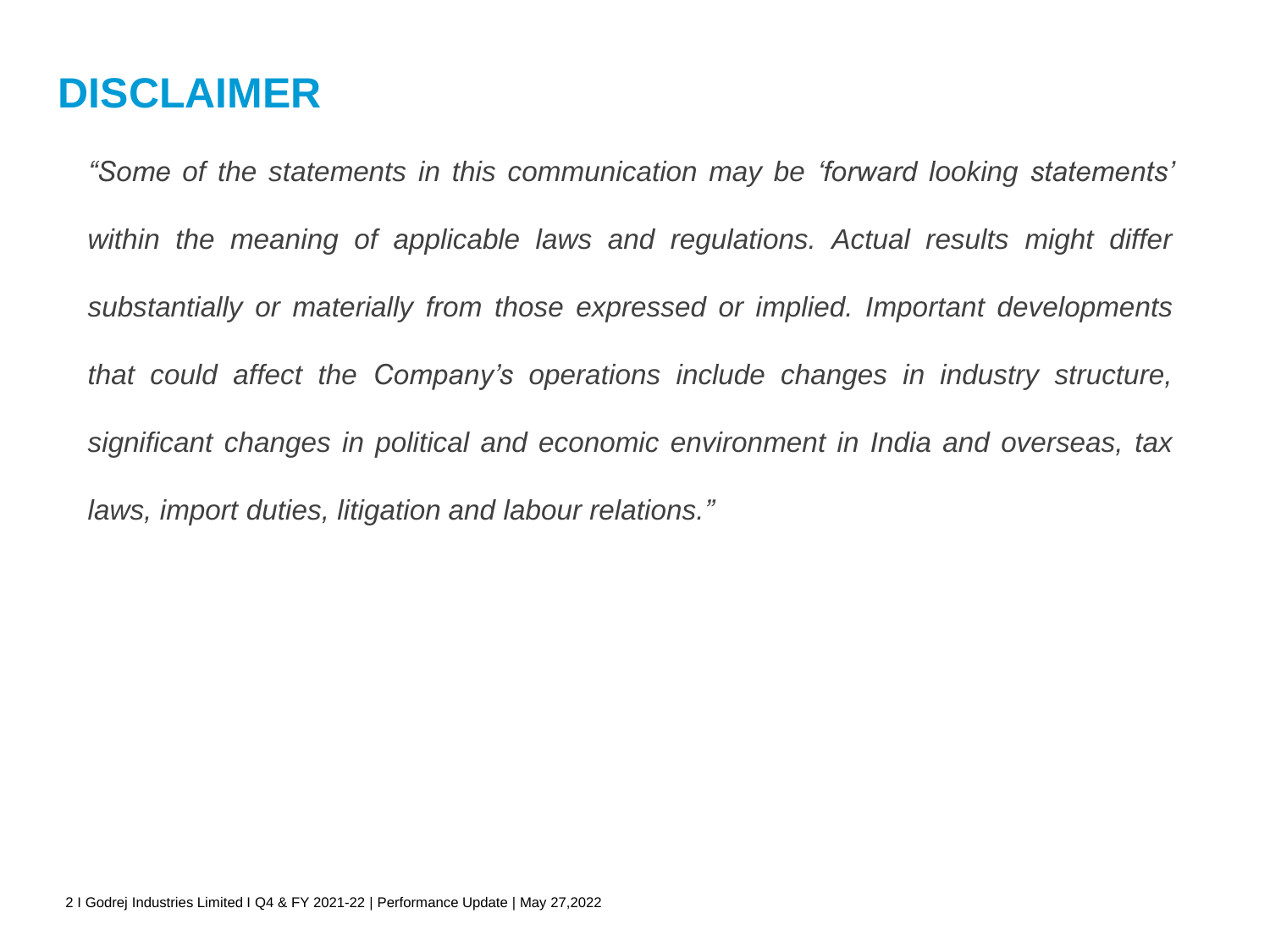# DISCLAIMER

*"Some of the statements in this communication may be 'forward looking statements' within the meaning of applicable laws and regulations. Actual results might differ substantially or materially from those expressed or implied. Important developments that could affect the Company's operations include changes in industry structure, significant changes in political and economic environment in India and overseas, tax laws, import duties, litigation and labour relations."*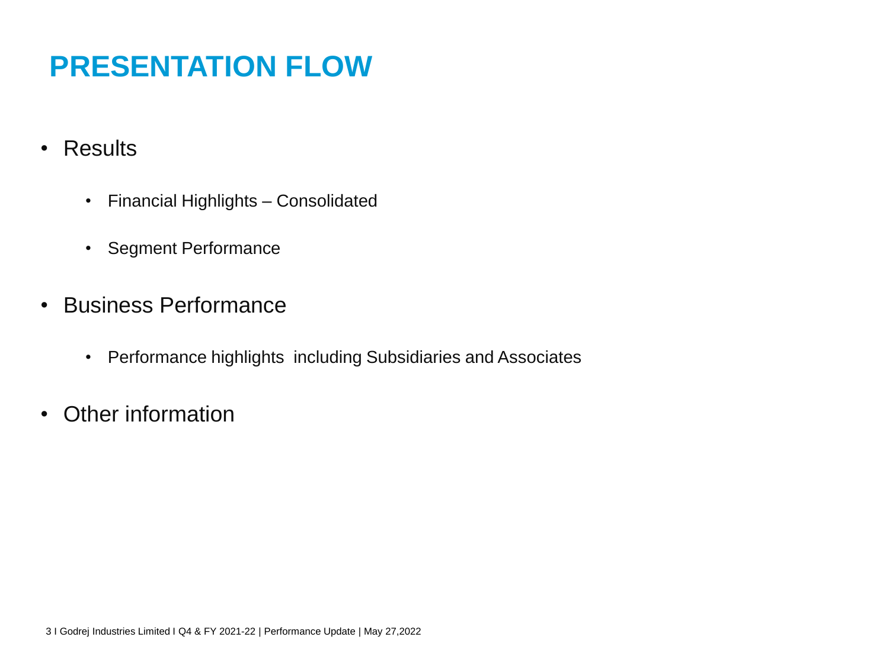# PRESENTATION FLOW

- Results
  - Financial Highlights – Consolidated
  - Segment Performance
- Business Performance
  - Performance highlights including Subsidiaries and Associates
- Other information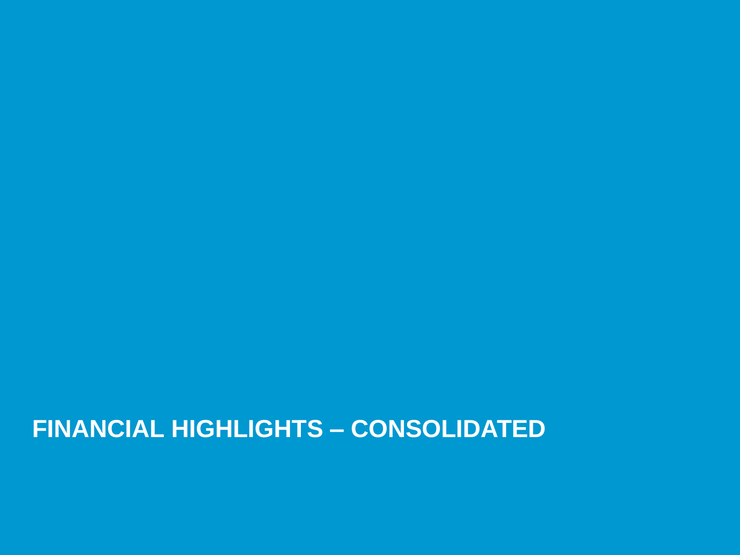# FINANCIAL HIGHLIGHTS – CONSOLIDATED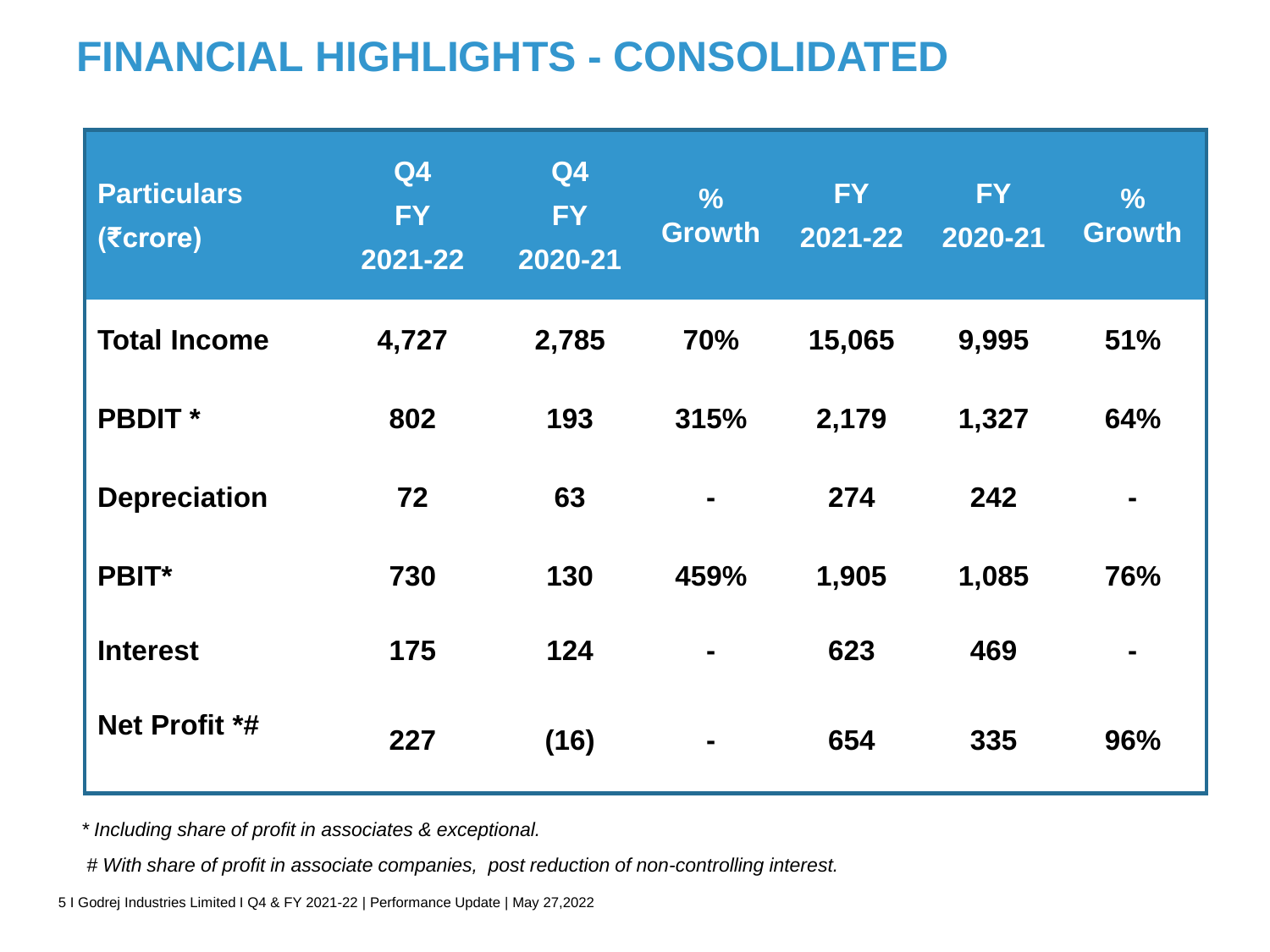# FINANCIAL HIGHLIGHTS - CONSOLIDATED

| Particulars (₹crore) | Q4 FY 2021-22 | Q4 FY 2020-21 | % Growth | FY 2021-22 | FY 2020-21 | % Growth |
|---|---|---|---|---|---|---|
| **Total Income** | **4,727** | **2,785** | **70%** | **15,065** | **9,995** | **51%** |
| **PBDIT *** | **802** | **193** | **315%** | **2,179** | **1,327** | **64%** |
| **Depreciation** | **72** | **63** | **-** | **274** | **242** | **-** |
| **PBIT*** | **730** | **130** | **459%** | **1,905** | **1,085** | **76%** |
| **Interest** | **175** | **124** | **-** | **623** | **469** | **-** |
| **Net Profit *#** | **227** | **(16)** | **-** | **654** | **335** | **96%** |

*\* Including share of profit in associates & exceptional.*

*# With share of profit in associate companies, post reduction of non-controlling interest.*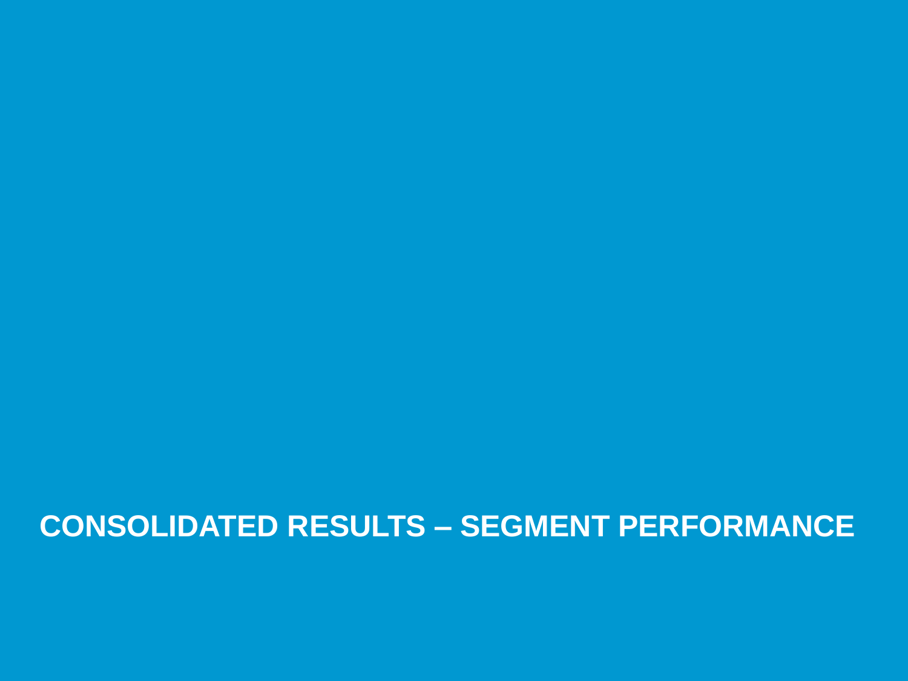# CONSOLIDATED RESULTS – SEGMENT PERFORMANCE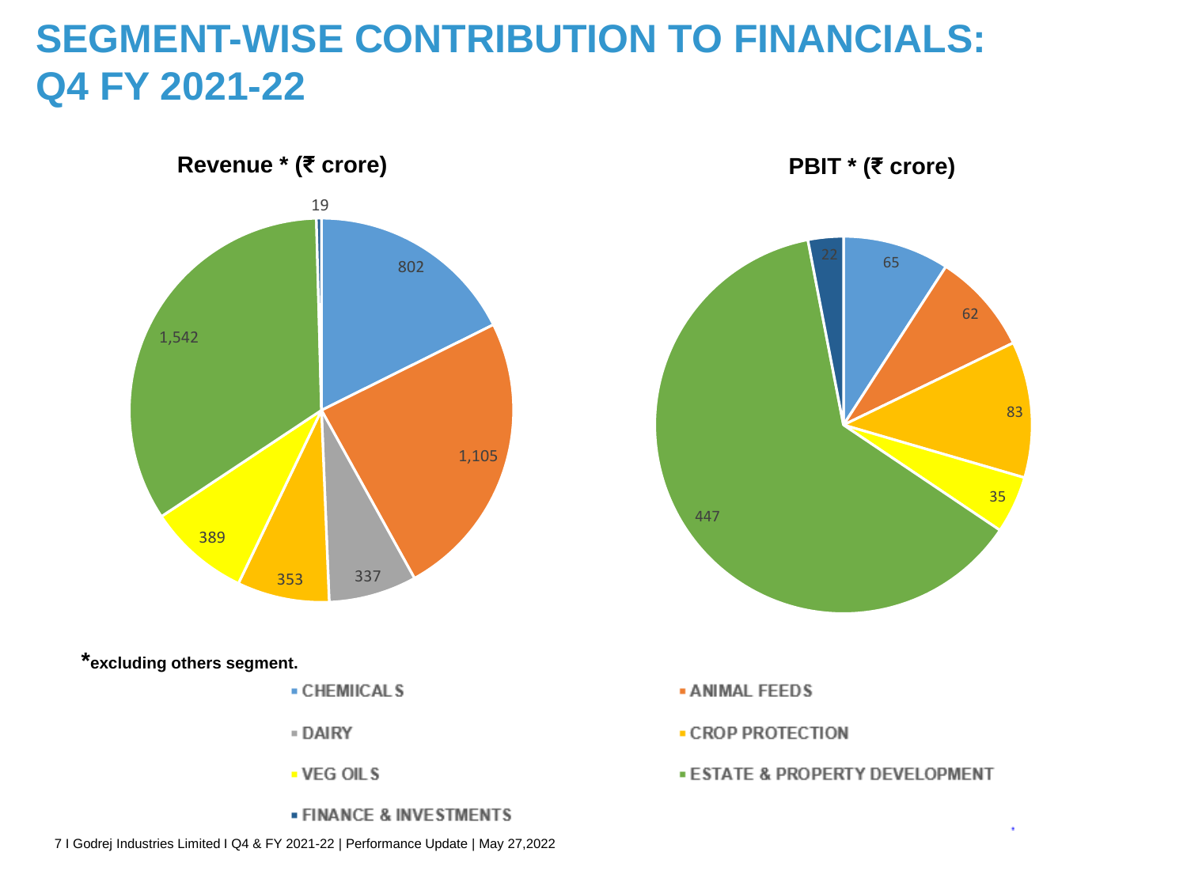# SEGMENT-WISE CONTRIBUTION TO FINANCIALS: Q4 FY 2021-22

**Revenue * (₹ crore)**

| Segment | Revenue |
|---|---|
| CHEMIICALS | 802 |
| ANIMAL FEEDS | 1,105 |
| DAIRY | 337 |
| CROP PROTECTION | 353 |
| VEG OILS | 389 |
| ESTATE & PROPERTY DEVELOPMENT | 1,542 |
| FINANCE & INVESTMENTS | 19 |

**PBIT * (₹ crore)**

| Segment | PBIT |
|---|---|
| CHEMIICALS | 65 |
| ANIMAL FEEDS | 62 |
| CROP PROTECTION | 83 |
| VEG OILS | 35 |
| ESTATE & PROPERTY DEVELOPMENT | 447 |
| FINANCE & INVESTMENTS | 22 |

***excluding others segment.**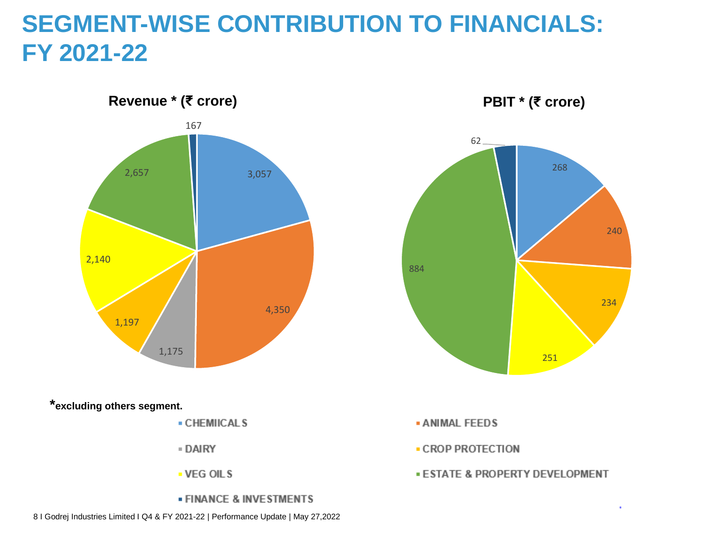# SEGMENT-WISE CONTRIBUTION TO FINANCIALS: FY 2021-22

| Segment | Revenue * (₹ crore) | PBIT * (₹ crore) |
|---|---|---|
| CHEMIICALS | 3,057 | 268 |
| ANIMAL FEEDS | 4,350 | 240 |
| DAIRY | 1,175 | |
| CROP PROTECTION | 1,197 | 234 |
| VEG OILS | 2,140 | 251 |
| ESTATE & PROPERTY DEVELOPMENT | 2,657 | 884 |
| FINANCE & INVESTMENTS | 167 | 62 |

***excluding others segment.**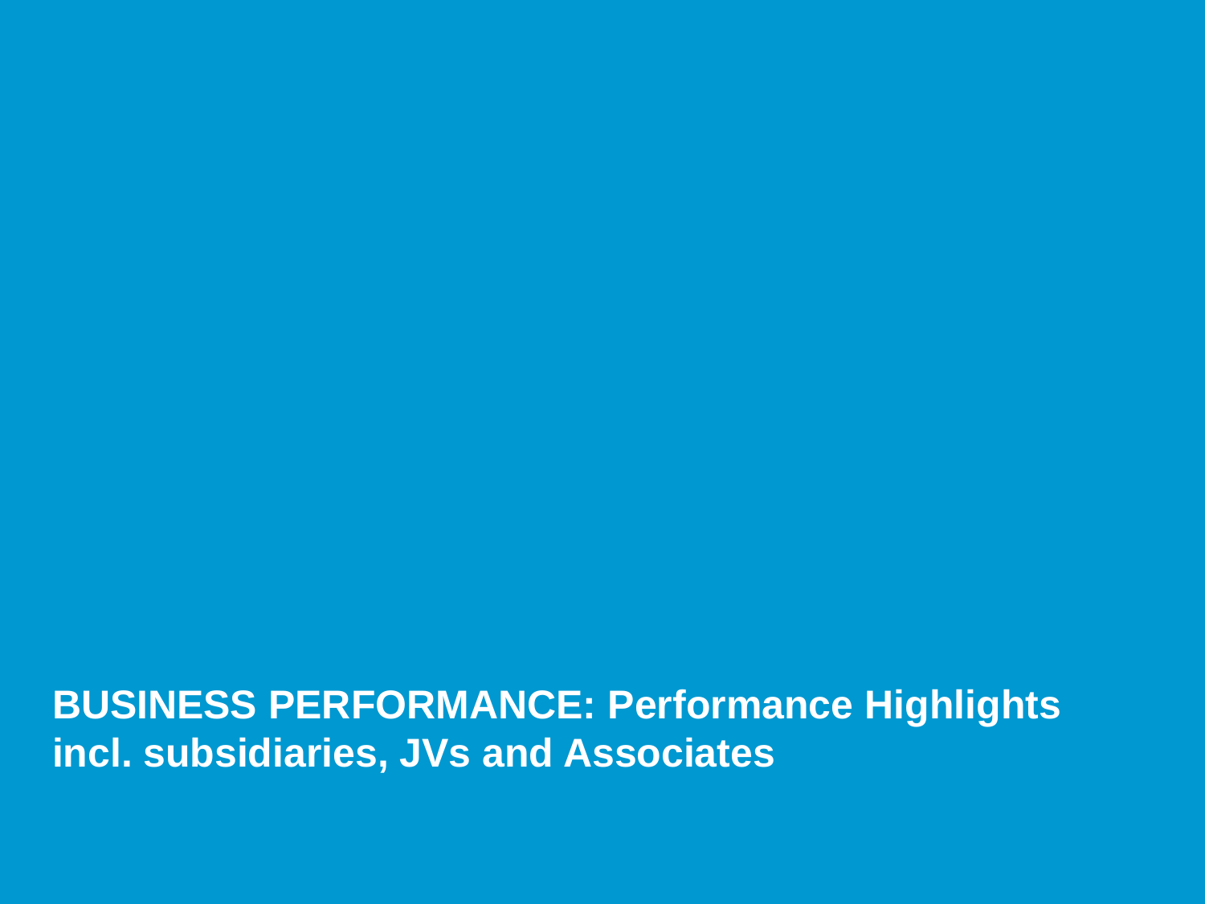# BUSINESS PERFORMANCE: Performance Highlights incl. subsidiaries, JVs and Associates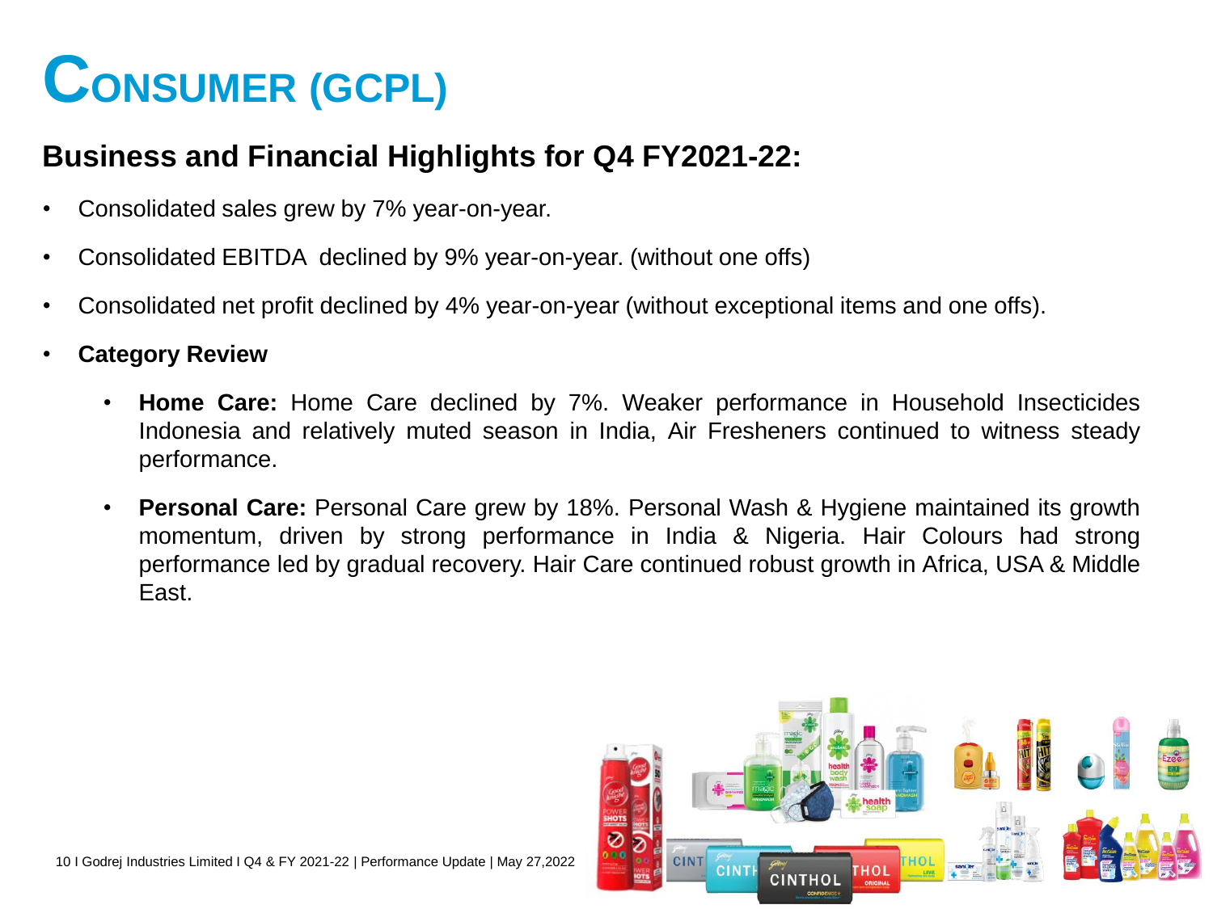# CONSUMER (GCPL)

## Business and Financial Highlights for Q4 FY2021-22:

- Consolidated sales grew by 7% year-on-year.
- Consolidated EBITDA declined by 9% year-on-year. (without one offs)
- Consolidated net profit declined by 4% year-on-year (without exceptional items and one offs).
- **Category Review**
  - **Home Care:** Home Care declined by 7%. Weaker performance in Household Insecticides Indonesia and relatively muted season in India, Air Fresheners continued to witness steady performance.
  - **Personal Care:** Personal Care grew by 18%. Personal Wash & Hygiene maintained its growth momentum, driven by strong performance in India & Nigeria. Hair Colours had strong performance led by gradual recovery. Hair Care continued robust growth in Africa, USA & Middle East.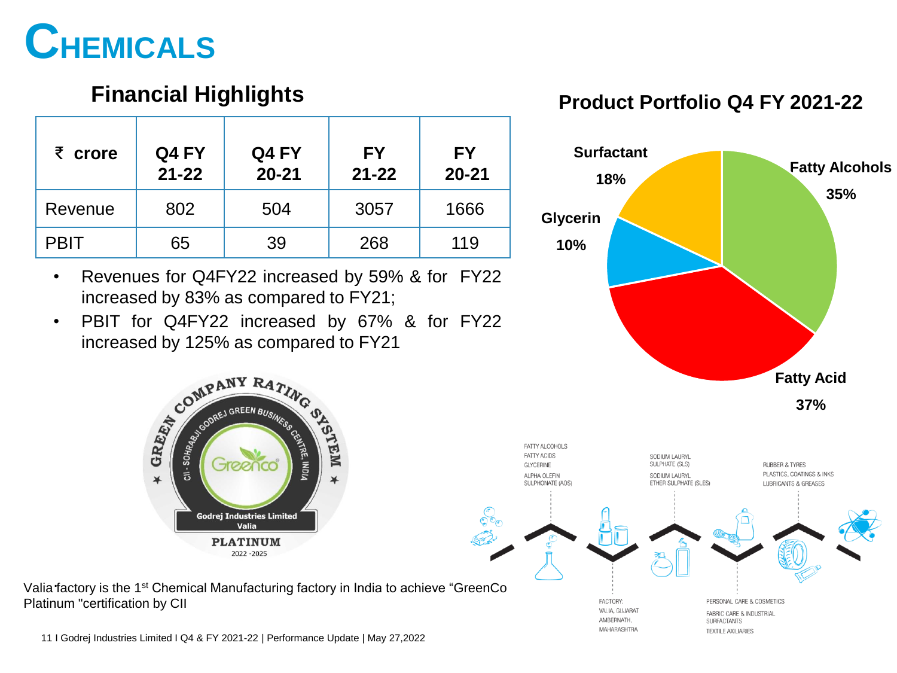# CHEMICALS

## Financial Highlights

| ₹ crore | Q4 FY 21-22 | Q4 FY 20-21 | FY 21-22 | FY 20-21 |
|---|---|---|---|---|
| Revenue | 802 | 504 | 3057 | 1666 |
| PBIT | 65 | 39 | 268 | 119 |

- Revenues for Q4FY22 increased by 59% & for FY22 increased by 83% as compared to FY21;
- PBIT for Q4FY22 increased by 67% & for FY22 increased by 125% as compared to FY21

## Product Portfolio Q4 FY 2021-22

- Fatty Alcohols 35%
- Fatty Acid 37%
- Glycerin 10%
- Surfactant 18%

FATTY ALCOHOLS
FATTY ACIDS
GLYCERINE
ALPHA OLEFIN SULPHONATE (AOS)

SODIUM LAURYL SULPHATE (SLS)
SODIUM LAURYL ETHER SULPHATE (SLES)

RUBBER & TYRES
PLASTICS, COATINGS & INKS
LUBRICANTS & GREASES

FACTORY:
VALIA, GUJARAT
AMBERNATH, MAHARASHTRA

PERSONAL CARE & COSMETICS
FABRIC CARE & INDUSTRIAL SURFACTANTS
TEXTILE AXILIARIES

GREEN COMPANY RATING SYSTEM — CII - SOHRABJI GODREJ GREEN BUSINESS CENTRE, INDIA — Greenco — Godrej Industries Limited Valia — PLATINUM 2022 -2025

Valia factory is the 1st Chemical Manufacturing factory in India to achieve "GreenCo Platinum "certification by CII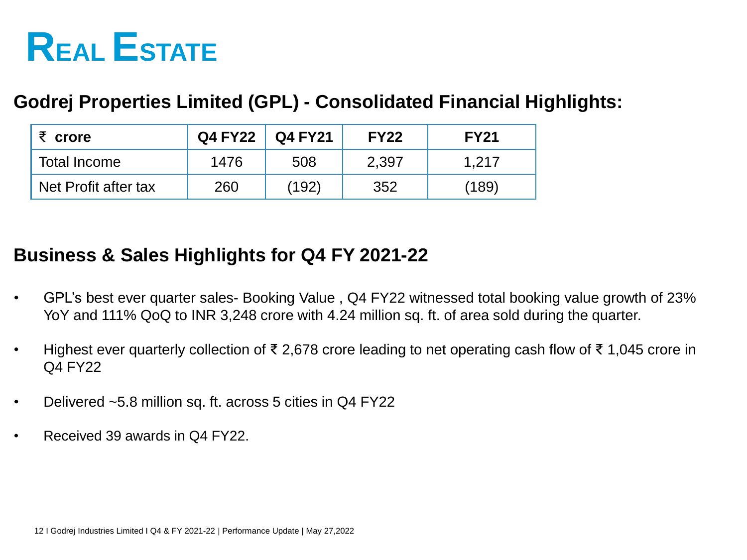# Real Estate

## Godrej Properties Limited (GPL) - Consolidated Financial Highlights:

| ₹ crore | Q4 FY22 | Q4 FY21 | FY22 | FY21 |
|---|---|---|---|---|
| Total Income | 1476 | 508 | 2,397 | 1,217 |
| Net Profit after tax | 260 | (192) | 352 | (189) |

## Business & Sales Highlights for Q4 FY 2021-22

- GPL's best ever quarter sales- Booking Value , Q4 FY22 witnessed total booking value growth of 23% YoY and 111% QoQ to INR 3,248 crore with 4.24 million sq. ft. of area sold during the quarter.
- Highest ever quarterly collection of ₹ 2,678 crore leading to net operating cash flow of ₹ 1,045 crore in Q4 FY22
- Delivered ~5.8 million sq. ft. across 5 cities in Q4 FY22
- Received 39 awards in Q4 FY22.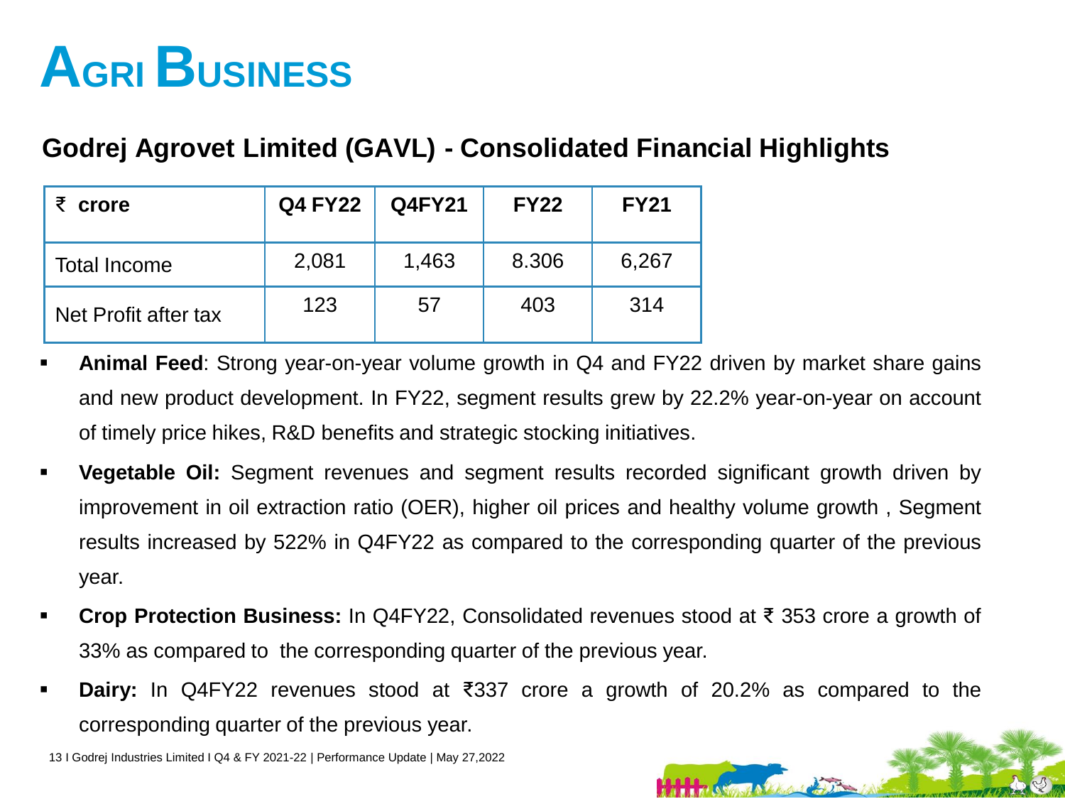# AGRI BUSINESS

## Godrej Agrovet Limited (GAVL) - Consolidated Financial Highlights

| ₹ crore | Q4 FY22 | Q4FY21 | FY22 | FY21 |
|---|---|---|---|---|
| Total Income | 2,081 | 1,463 | 8.306 | 6,267 |
| Net Profit after tax | 123 | 57 | 403 | 314 |

- **Animal Feed**: Strong year-on-year volume growth in Q4 and FY22 driven by market share gains and new product development. In FY22, segment results grew by 22.2% year-on-year on account of timely price hikes, R&D benefits and strategic stocking initiatives.
- **Vegetable Oil:** Segment revenues and segment results recorded significant growth driven by improvement in oil extraction ratio (OER), higher oil prices and healthy volume growth , Segment results increased by 522% in Q4FY22 as compared to the corresponding quarter of the previous year.
- **Crop Protection Business:** In Q4FY22, Consolidated revenues stood at ₹ 353 crore a growth of 33% as compared to the corresponding quarter of the previous year.
- **Dairy:** In Q4FY22 revenues stood at ₹337 crore a growth of 20.2% as compared to the corresponding quarter of the previous year.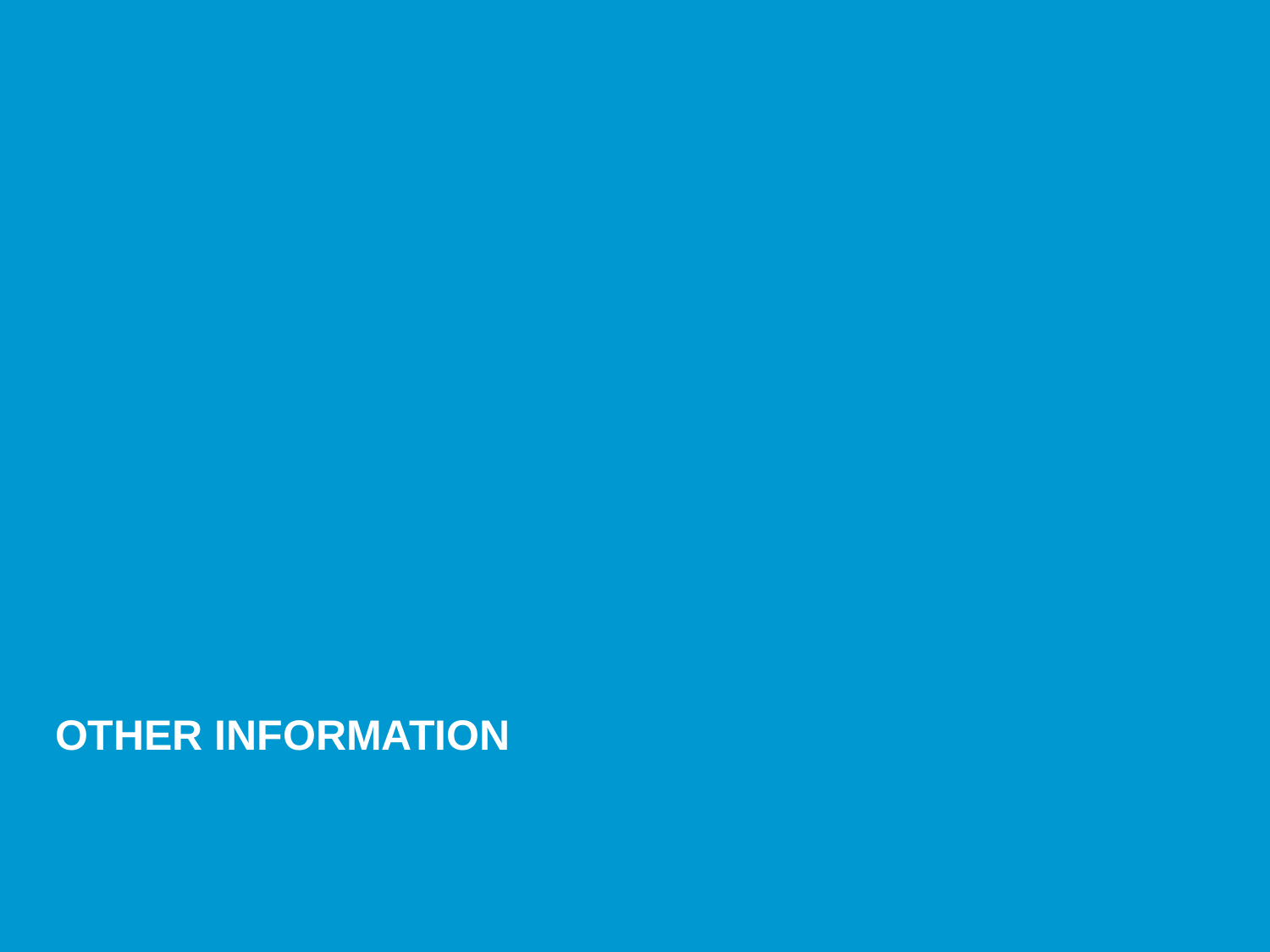# OTHER INFORMATION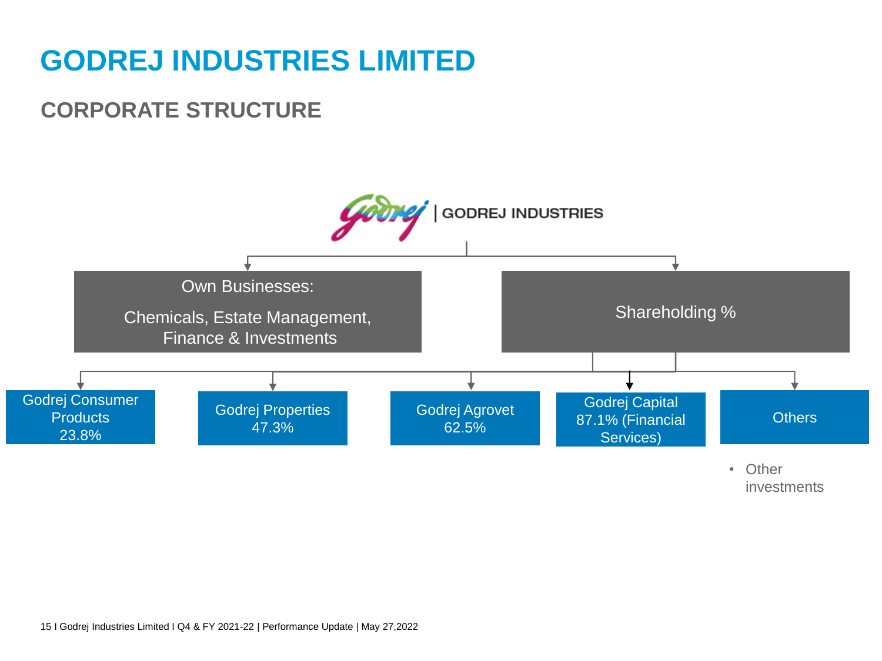# GODREJ INDUSTRIES LIMITED

## CORPORATE STRUCTURE

GODREJ INDUSTRIES

**Own Businesses:**

Chemicals, Estate Management, Finance & Investments

**Shareholding %**

- Godrej Consumer Products 23.8%
- Godrej Properties 47.3%
- Godrej Agrovet 62.5%
- Godrej Capital 87.1% (Financial Services)
- Others
  - Other investments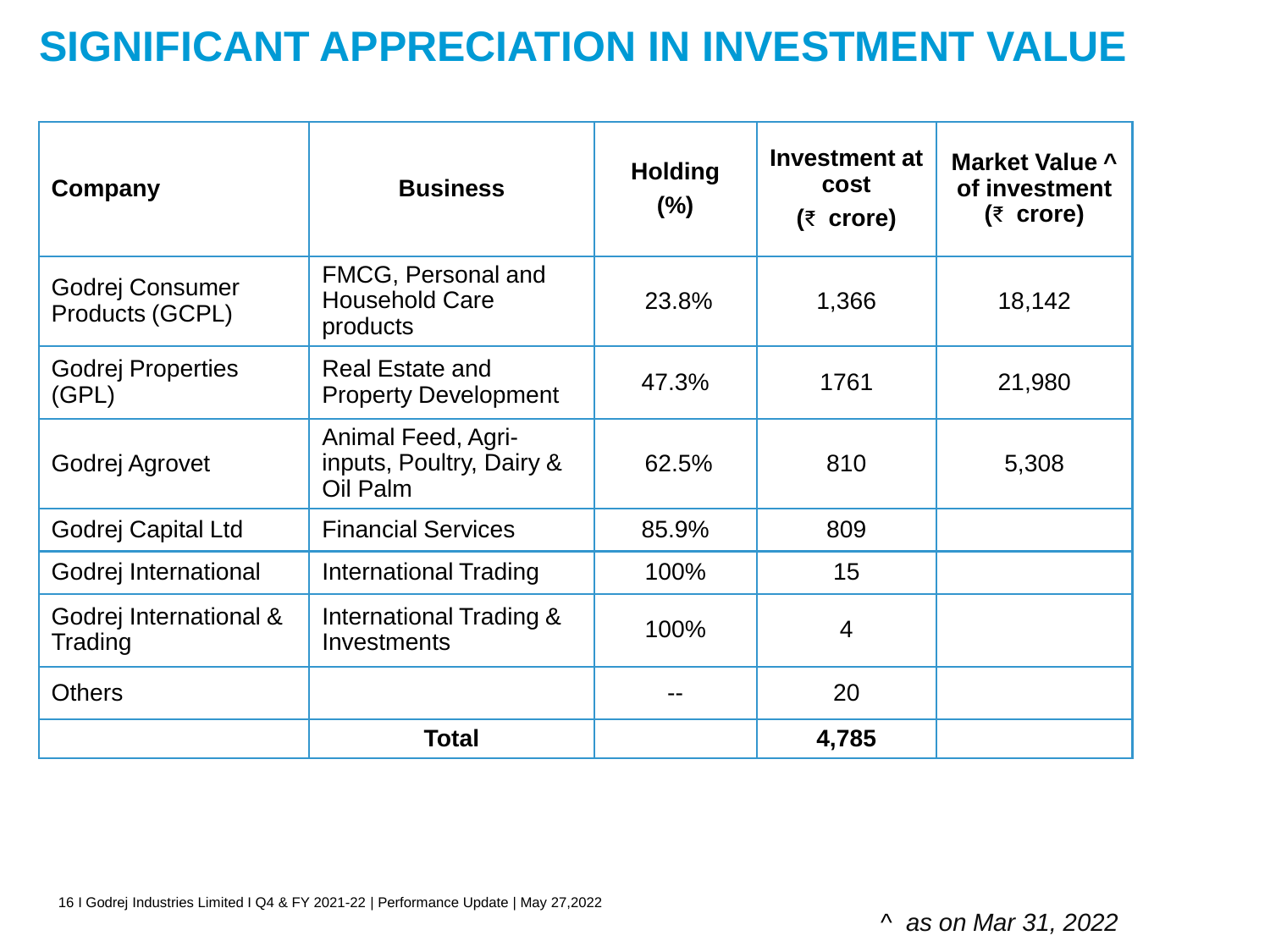# SIGNIFICANT APPRECIATION IN INVESTMENT VALUE

| Company | Business | Holding (%) | Investment at cost (₹ crore) | Market Value ^ of investment (₹ crore) |
|---|---|---|---|---|
| Godrej Consumer Products (GCPL) | FMCG, Personal and Household Care products | 23.8% | 1,366 | 18,142 |
| Godrej Properties (GPL) | Real Estate and Property Development | 47.3% | 1761 | 21,980 |
| Godrej Agrovet | Animal Feed, Agri-inputs, Poultry, Dairy & Oil Palm | 62.5% | 810 | 5,308 |
| Godrej Capital Ltd | Financial Services | 85.9% | 809 | |
| Godrej International | International Trading | 100% | 15 | |
| Godrej International & Trading | International Trading & Investments | 100% | 4 | |
| Others | | -- | 20 | |
| | **Total** | | **4,785** | |

^ *as on Mar 31, 2022*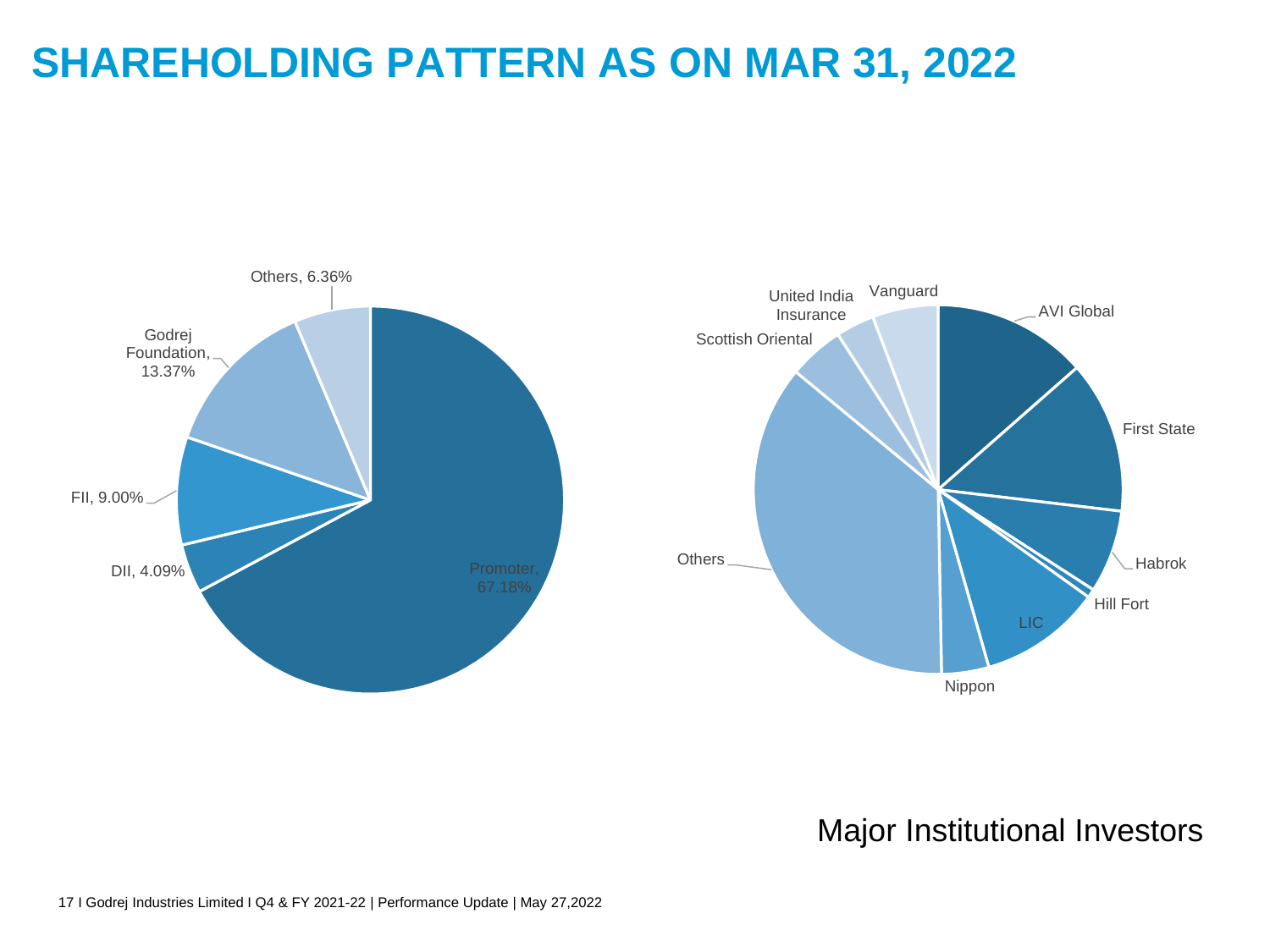# SHAREHOLDING PATTERN AS ON MAR 31, 2022

Others, 6.36%

Godrej Foundation, 13.37%

FII, 9.00%

DII, 4.09%

Promoter, 67.18%

United India Insurance

Vanguard

AVI Global

Scottish Oriental

First State

Others

Habrok

Hill Fort

LIC

Nippon

Major Institutional Investors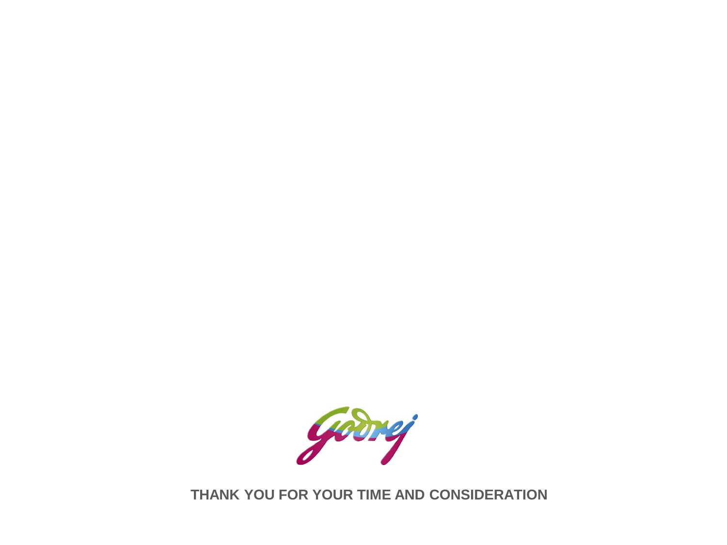**THANK YOU FOR YOUR TIME AND CONSIDERATION**